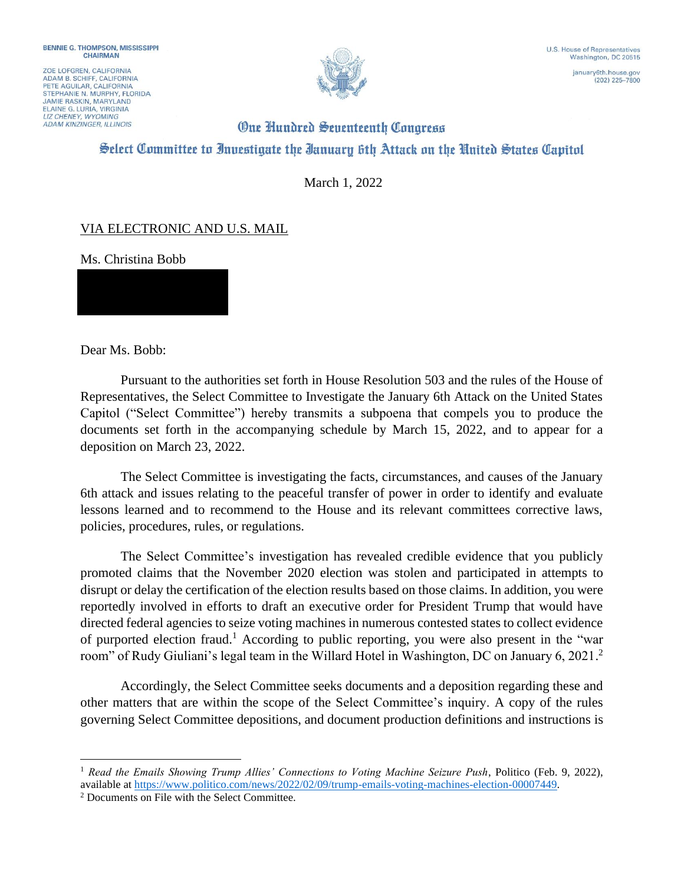BENNIE G. THOMPSON, MISSISSIPPI
CHAIRMAN

ZOE LOFGREN, CALIFORNIA
ADAM B. SCHIFF, CALIFORNIA
PETE AGUILAR, CALIFORNIA
STEPHANIE N. MURPHY, FLORIDA
JAMIE RASKIN, MARYLAND
ELAINE G. LURIA, VIRGINIA
*LIZ CHENEY, WYOMING*
*ADAM KINZINGER, ILLINOIS*

U.S. House of Representatives
Washington, DC 20515

january6th.house.gov
(202) 225-7800

# One Hundred Seventeenth Congress

## Select Committee to Investigate the January 6th Attack on the United States Capitol

March 1, 2022

VIA ELECTRONIC AND U.S. MAIL

Ms. Christina Bobb

Dear Ms. Bobb:

Pursuant to the authorities set forth in House Resolution 503 and the rules of the House of Representatives, the Select Committee to Investigate the January 6th Attack on the United States Capitol ("Select Committee") hereby transmits a subpoena that compels you to produce the documents set forth in the accompanying schedule by March 15, 2022, and to appear for a deposition on March 23, 2022.

The Select Committee is investigating the facts, circumstances, and causes of the January 6th attack and issues relating to the peaceful transfer of power in order to identify and evaluate lessons learned and to recommend to the House and its relevant committees corrective laws, policies, procedures, rules, or regulations.

The Select Committee's investigation has revealed credible evidence that you publicly promoted claims that the November 2020 election was stolen and participated in attempts to disrupt or delay the certification of the election results based on those claims. In addition, you were reportedly involved in efforts to draft an executive order for President Trump that would have directed federal agencies to seize voting machines in numerous contested states to collect evidence of purported election fraud.[1] According to public reporting, you were also present in the "war room" of Rudy Giuliani's legal team in the Willard Hotel in Washington, DC on January 6, 2021.[2]

Accordingly, the Select Committee seeks documents and a deposition regarding these and other matters that are within the scope of the Select Committee's inquiry. A copy of the rules governing Select Committee depositions, and document production definitions and instructions is

---

[1] *Read the Emails Showing Trump Allies' Connections to Voting Machine Seizure Push*, Politico (Feb. 9, 2022), available at https://www.politico.com/news/2022/02/09/trump-emails-voting-machines-election-00007449.

[2] Documents on File with the Select Committee.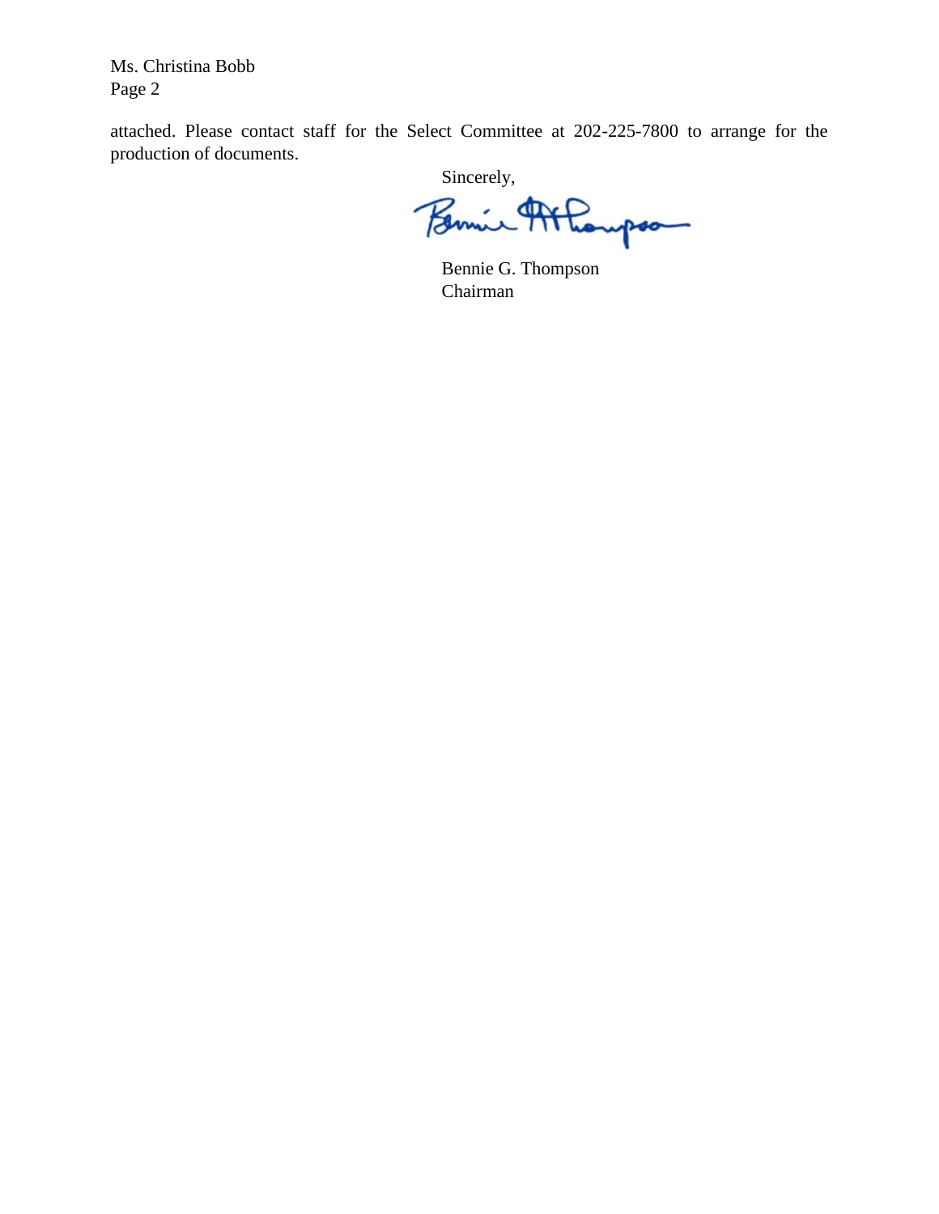attached. Please contact staff for the Select Committee at 202-225-7800 to arrange for the production of documents.

Sincerely,

Bennie G. Thompson
Chairman